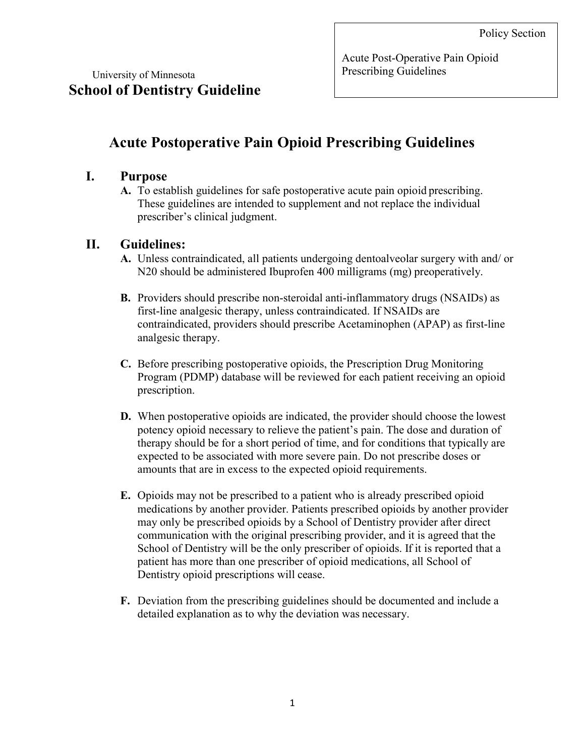Policy Section

Acute Post-Operative Pain Opioid Prescribing Guidelines

University of Minnesota

**School of Dentistry Guideline**

# Acute Postoperative Pain Opioid Prescribing Guidelines

## I. Purpose

**A.** To establish guidelines for safe postoperative acute pain opioid prescribing. These guidelines are intended to supplement and not replace the individual prescriber's clinical judgment.

## II. Guidelines:

**A.** Unless contraindicated, all patients undergoing dentoalveolar surgery with and/ or N20 should be administered Ibuprofen 400 milligrams (mg) preoperatively.

**B.** Providers should prescribe non-steroidal anti-inflammatory drugs (NSAIDs) as first-line analgesic therapy, unless contraindicated. If NSAIDs are contraindicated, providers should prescribe Acetaminophen (APAP) as first-line analgesic therapy.

**C.** Before prescribing postoperative opioids, the Prescription Drug Monitoring Program (PDMP) database will be reviewed for each patient receiving an opioid prescription.

**D.** When postoperative opioids are indicated, the provider should choose the lowest potency opioid necessary to relieve the patient's pain. The dose and duration of therapy should be for a short period of time, and for conditions that typically are expected to be associated with more severe pain. Do not prescribe doses or amounts that are in excess to the expected opioid requirements.

**E.** Opioids may not be prescribed to a patient who is already prescribed opioid medications by another provider. Patients prescribed opioids by another provider may only be prescribed opioids by a School of Dentistry provider after direct communication with the original prescribing provider, and it is agreed that the School of Dentistry will be the only prescriber of opioids. If it is reported that a patient has more than one prescriber of opioid medications, all School of Dentistry opioid prescriptions will cease.

**F.** Deviation from the prescribing guidelines should be documented and include a detailed explanation as to why the deviation was necessary.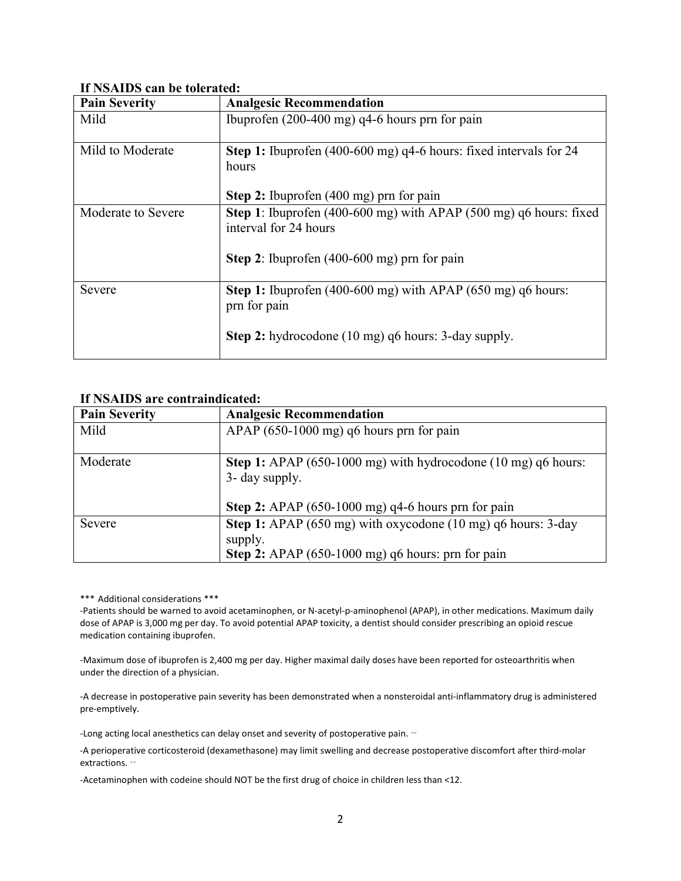**If NSAIDS can be tolerated:**

| Pain Severity | Analgesic Recommendation |
|---|---|
| Mild | Ibuprofen (200-400 mg) q4-6 hours prn for pain |
| Mild to Moderate | **Step 1:** Ibuprofen (400-600 mg) q4-6 hours: fixed intervals for 24 hours<br><br>**Step 2:** Ibuprofen (400 mg) prn for pain |
| Moderate to Severe | **Step 1**: Ibuprofen (400-600 mg) with APAP (500 mg) q6 hours: fixed interval for 24 hours<br><br>**Step 2**: Ibuprofen (400-600 mg) prn for pain |
| Severe | **Step 1:** Ibuprofen (400-600 mg) with APAP (650 mg) q6 hours: prn for pain<br><br>**Step 2:** hydrocodone (10 mg) q6 hours: 3-day supply. |

**If NSAIDS are contraindicated:**

| Pain Severity | Analgesic Recommendation |
|---|---|
| Mild | APAP (650-1000 mg) q6 hours prn for pain |
| Moderate | **Step 1:** APAP (650-1000 mg) with hydrocodone (10 mg) q6 hours: 3- day supply.<br><br>**Step 2:** APAP (650-1000 mg) q4-6 hours prn for pain |
| Severe | **Step 1:** APAP (650 mg) with oxycodone (10 mg) q6 hours: 3-day supply.<br>**Step 2:** APAP (650-1000 mg) q6 hours: prn for pain |

*** Additional considerations ***

-Patients should be warned to avoid acetaminophen, or N-acetyl-p-aminophenol (APAP), in other medications. Maximum daily dose of APAP is 3,000 mg per day. To avoid potential APAP toxicity, a dentist should consider prescribing an opioid rescue medication containing ibuprofen.

-Maximum dose of ibuprofen is 2,400 mg per day. Higher maximal daily doses have been reported for osteoarthritis when under the direction of a physician.

-A decrease in postoperative pain severity has been demonstrated when a nonsteroidal anti-inflammatory drug is administered pre-emptively.

-Long acting local anesthetics can delay onset and severity of postoperative pain.

-A perioperative corticosteroid (dexamethasone) may limit swelling and decrease postoperative discomfort after third-molar extractions.

-Acetaminophen with codeine should NOT be the first drug of choice in children less than <12.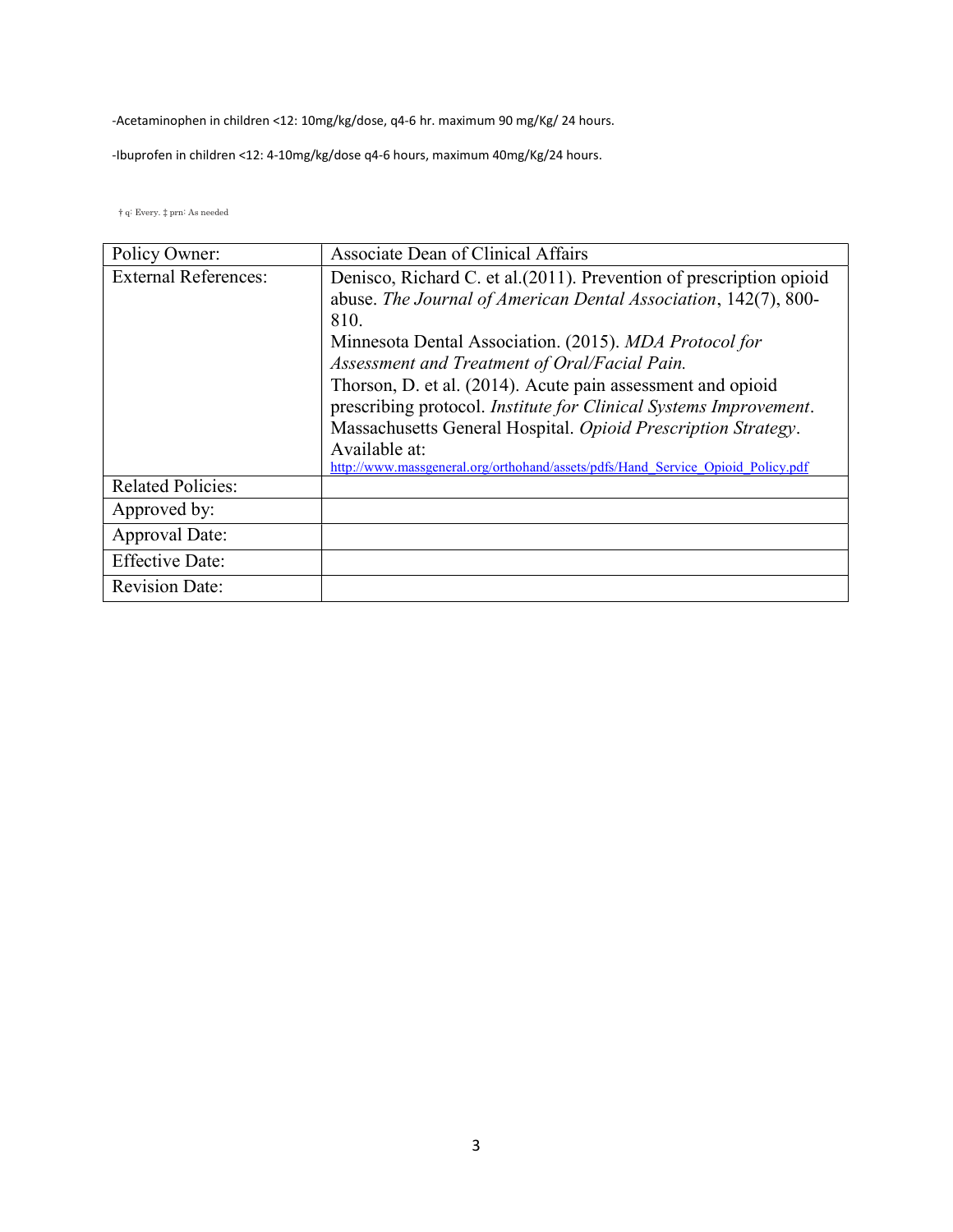-Acetaminophen in children <12: 10mg/kg/dose, q4-6 hr. maximum 90 mg/Kg/ 24 hours.

-Ibuprofen in children <12: 4-10mg/kg/dose q4-6 hours, maximum 40mg/Kg/24 hours.

† q: Every. ‡ prn: As needed

| | |
|---|---|
| Policy Owner: | Associate Dean of Clinical Affairs |
| External References: | Denisco, Richard C. et al.(2011). Prevention of prescription opioid abuse. *The Journal of American Dental Association*, 142(7), 800-810. Minnesota Dental Association. (2015). *MDA Protocol for Assessment and Treatment of Oral/Facial Pain.* Thorson, D. et al. (2014). Acute pain assessment and opioid prescribing protocol. *Institute for Clinical Systems Improvement*. Massachusetts General Hospital. *Opioid Prescription Strategy*. Available at: http://www.massgeneral.org/orthohand/assets/pdfs/Hand_Service_Opioid_Policy.pdf |
| Related Policies: | |
| Approved by: | |
| Approval Date: | |
| Effective Date: | |
| Revision Date: | |